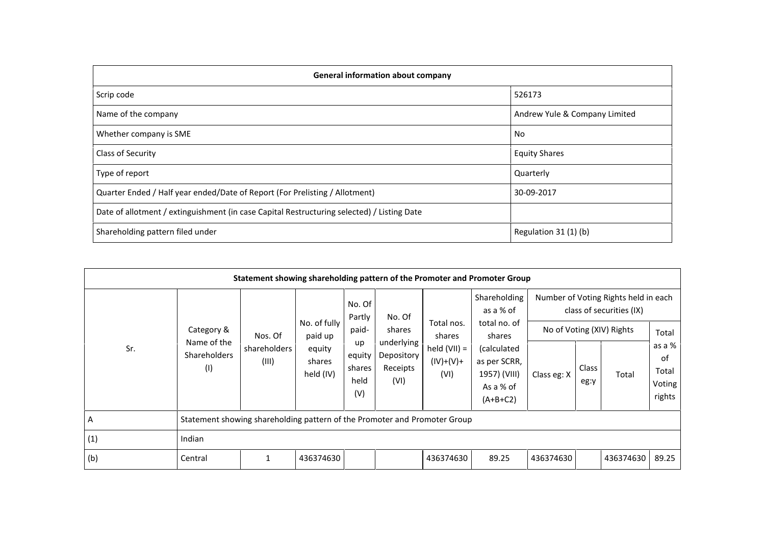| General information about company | |
|---|---|
| Scrip code | 526173 |
| Name of the company | Andrew Yule & Company Limited |
| Whether company is SME | No |
| Class of Security | Equity Shares |
| Type of report | Quarterly |
| Quarter Ended / Half year ended/Date of Report (For Prelisting / Allotment) | 30-09-2017 |
| Date of allotment / extinguishment (in case Capital Restructuring selected) / Listing Date | |
| Shareholding pattern filed under | Regulation 31 (1) (b) |

| Statement showing shareholding pattern of the Promoter and Promoter Group | | | | | | | | | | | |
|---|---|---|---|---|---|---|---|---|---|---|---|
| Sr. | Category & Name of the Shareholders (I) | Nos. Of shareholders (III) | No. of fully paid up equity shares held (IV) | No. Of Partly paid-up equity shares held (V) | No. Of shares underlying Depository Receipts (VI) | Total nos. shares held (VII) = (IV)+(V)+ (VI) | Shareholding as a % of total no. of shares (calculated as per SCRR, 1957) (VIII) As a % of (A+B+C2) | Number of Voting Rights held in each class of securities (IX) | | | |
| | | | | | | | | No of Voting (XIV) Rights | | | Total as a % of Total Voting rights |
| | | | | | | | | Class eg: X | Class eg:y | Total | |
| A | Statement showing shareholding pattern of the Promoter and Promoter Group | | | | | | | | | | |
| (1) | Indian | | | | | | | | | | |
| (b) | Central | 1 | 436374630 | | | 436374630 | 89.25 | 436374630 | | 436374630 | 89.25 |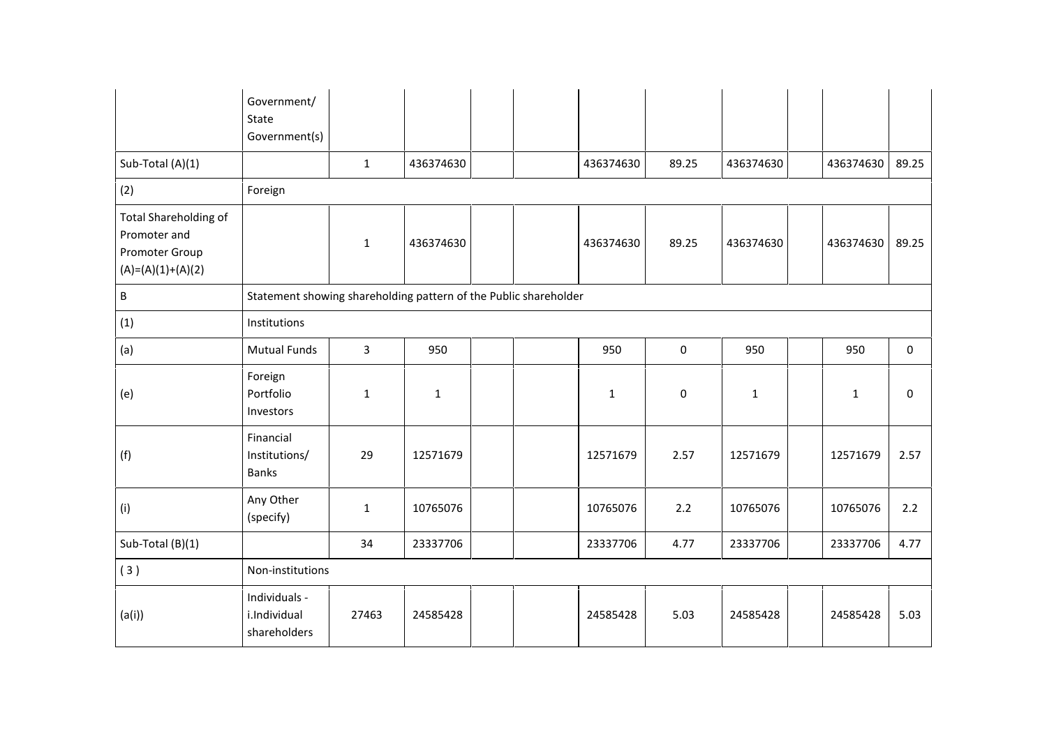|  | Government/ State Government(s) |  |  |  |  |  |  |  |  |  |  |
|---|---|---|---|---|---|---|---|---|---|---|---|
| Sub-Total (A)(1) |  | 1 | 436374630 |  |  | 436374630 | 89.25 | 436374630 |  | 436374630 | 89.25 |
| (2) | Foreign |  |  |  |  |  |  |  |  |  |  |
| Total Shareholding of Promoter and Promoter Group (A)=(A)(1)+(A)(2) |  | 1 | 436374630 |  |  | 436374630 | 89.25 | 436374630 |  | 436374630 | 89.25 |
| B | Statement showing shareholding pattern of the Public shareholder |  |  |  |  |  |  |  |  |  |  |
| (1) | Institutions |  |  |  |  |  |  |  |  |  |  |
| (a) | Mutual Funds | 3 | 950 |  |  | 950 | 0 | 950 |  | 950 | 0 |
| (e) | Foreign Portfolio Investors | 1 | 1 |  |  | 1 | 0 | 1 |  | 1 | 0 |
| (f) | Financial Institutions/ Banks | 29 | 12571679 |  |  | 12571679 | 2.57 | 12571679 |  | 12571679 | 2.57 |
| (i) | Any Other (specify) | 1 | 10765076 |  |  | 10765076 | 2.2 | 10765076 |  | 10765076 | 2.2 |
| Sub-Total (B)(1) |  | 34 | 23337706 |  |  | 23337706 | 4.77 | 23337706 |  | 23337706 | 4.77 |
| ( 3 ) | Non-institutions |  |  |  |  |  |  |  |  |  |  |
| (a(i)) | Individuals - i.Individual shareholders | 27463 | 24585428 |  |  | 24585428 | 5.03 | 24585428 |  | 24585428 | 5.03 |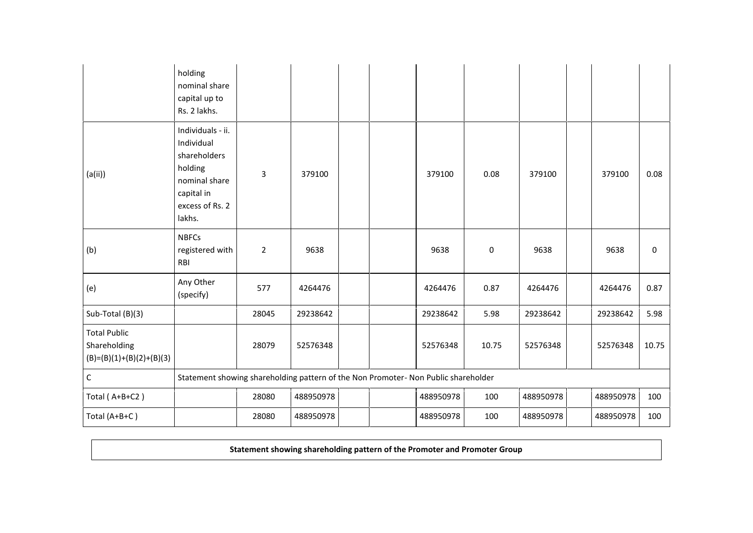| | | | | | | | | | | | |
|---|---|---|---|---|---|---|---|---|---|---|---|
| | holding nominal share capital up to Rs. 2 lakhs. | | | | | | | | | | |
| (a(ii)) | Individuals - ii. Individual shareholders holding nominal share capital in excess of Rs. 2 lakhs. | 3 | 379100 | | | 379100 | 0.08 | 379100 | | 379100 | 0.08 |
| (b) | NBFCs registered with RBI | 2 | 9638 | | | 9638 | 0 | 9638 | | 9638 | 0 |
| (e) | Any Other (specify) | 577 | 4264476 | | | 4264476 | 0.87 | 4264476 | | 4264476 | 0.87 |
| Sub-Total (B)(3) | | 28045 | 29238642 | | | 29238642 | 5.98 | 29238642 | | 29238642 | 5.98 |
| Total Public Shareholding (B)=(B)(1)+(B)(2)+(B)(3) | | 28079 | 52576348 | | | 52576348 | 10.75 | 52576348 | | 52576348 | 10.75 |
| C | Statement showing shareholding pattern of the Non Promoter- Non Public shareholder | | | | | | | | | | |
| Total ( A+B+C2 ) | | 28080 | 488950978 | | | 488950978 | 100 | 488950978 | | 488950978 | 100 |
| Total (A+B+C ) | | 28080 | 488950978 | | | 488950978 | 100 | 488950978 | | 488950978 | 100 |

**Statement showing shareholding pattern of the Promoter and Promoter Group**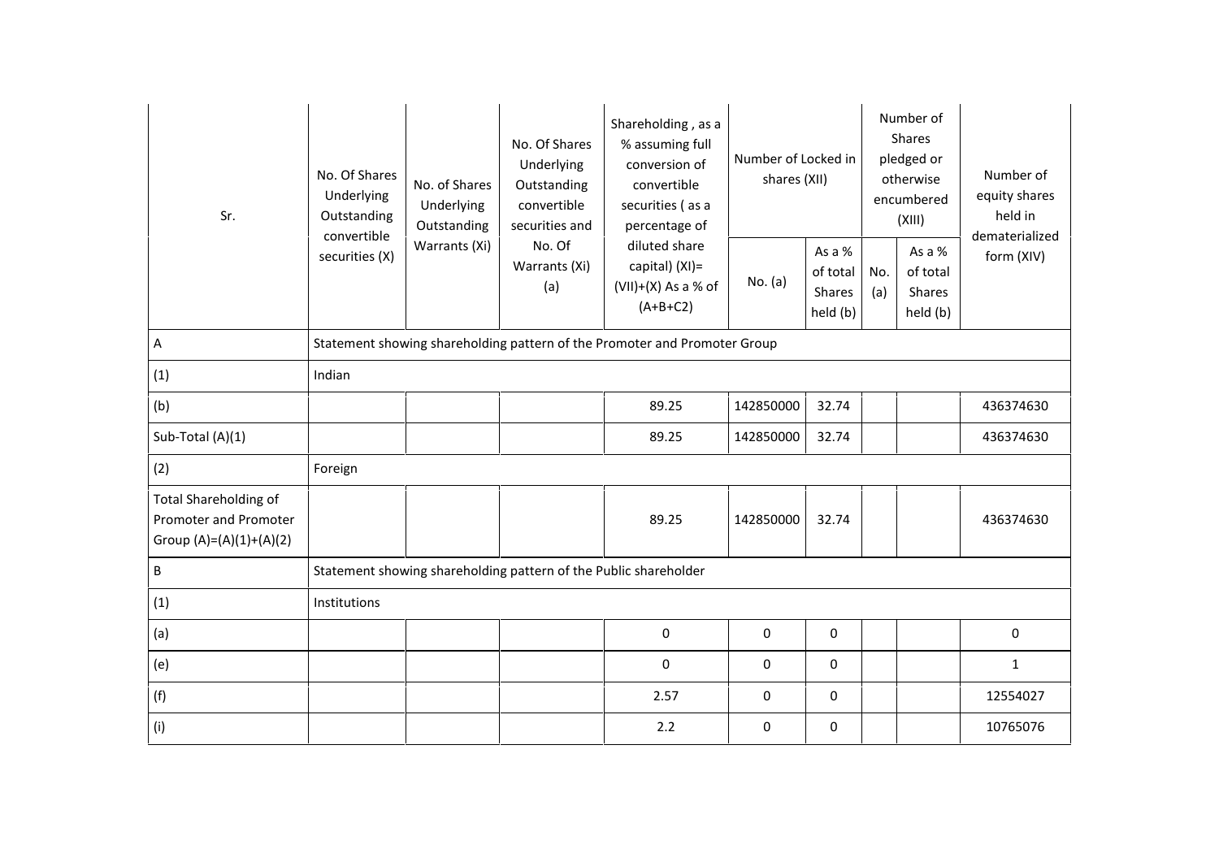| Sr. | No. Of Shares Underlying Outstanding convertible securities (X) | No. of Shares Underlying Outstanding Warrants (Xi) | No. Of Shares Underlying Outstanding convertible securities and No. Of Warrants (Xi) (a) | Shareholding , as a % assuming full conversion of convertible securities ( as a percentage of diluted share capital) (XI)= (VII)+(X) As a % of (A+B+C2) | Number of Locked in shares (XII) | | Number of Shares pledged or otherwise encumbered (XIII) | | Number of equity shares held in dematerialized form (XIV) |
|---|---|---|---|---|---|---|---|---|---|
| | | | | | No. (a) | As a % of total Shares held (b) | No. (a) | As a % of total Shares held (b) | |
| A | Statement showing shareholding pattern of the Promoter and Promoter Group | | | | | | | | |
| (1) | Indian | | | | | | | | |
| (b) | | | | 89.25 | 142850000 | 32.74 | | | 436374630 |
| Sub-Total (A)(1) | | | | 89.25 | 142850000 | 32.74 | | | 436374630 |
| (2) | Foreign | | | | | | | | |
| Total Shareholding of Promoter and Promoter Group (A)=(A)(1)+(A)(2) | | | | 89.25 | 142850000 | 32.74 | | | 436374630 |
| B | Statement showing shareholding pattern of the Public shareholder | | | | | | | | |
| (1) | Institutions | | | | | | | | |
| (a) | | | | 0 | 0 | 0 | | | 0 |
| (e) | | | | 0 | 0 | 0 | | | 1 |
| (f) | | | | 2.57 | 0 | 0 | | | 12554027 |
| (i) | | | | 2.2 | 0 | 0 | | | 10765076 |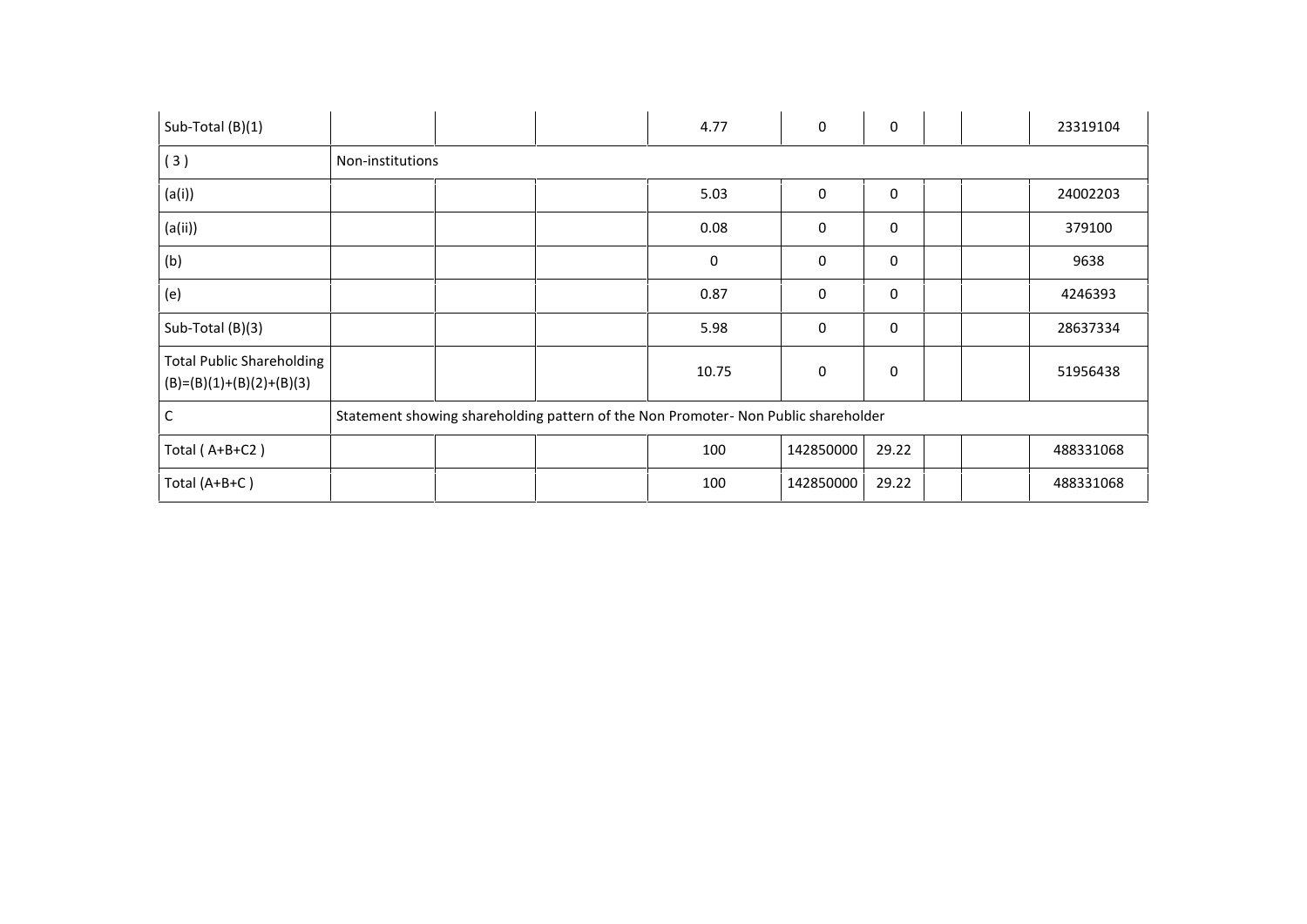| | | | | | | | | | |
|---|---|---|---|---|---|---|---|---|---|
| Sub-Total (B)(1) | | | | 4.77 | 0 | 0 | | | 23319104 |
| ( 3 ) | Non-institutions | | | | | | | | |
| (a(i)) | | | | 5.03 | 0 | 0 | | | 24002203 |
| (a(ii)) | | | | 0.08 | 0 | 0 | | | 379100 |
| (b) | | | | 0 | 0 | 0 | | | 9638 |
| (e) | | | | 0.87 | 0 | 0 | | | 4246393 |
| Sub-Total (B)(3) | | | | 5.98 | 0 | 0 | | | 28637334 |
| Total Public Shareholding (B)=(B)(1)+(B)(2)+(B)(3) | | | | 10.75 | 0 | 0 | | | 51956438 |
| C | Statement showing shareholding pattern of the Non Promoter- Non Public shareholder | | | | | | | | |
| Total ( A+B+C2 ) | | | | 100 | 142850000 | 29.22 | | | 488331068 |
| Total (A+B+C ) | | | | 100 | 142850000 | 29.22 | | | 488331068 |